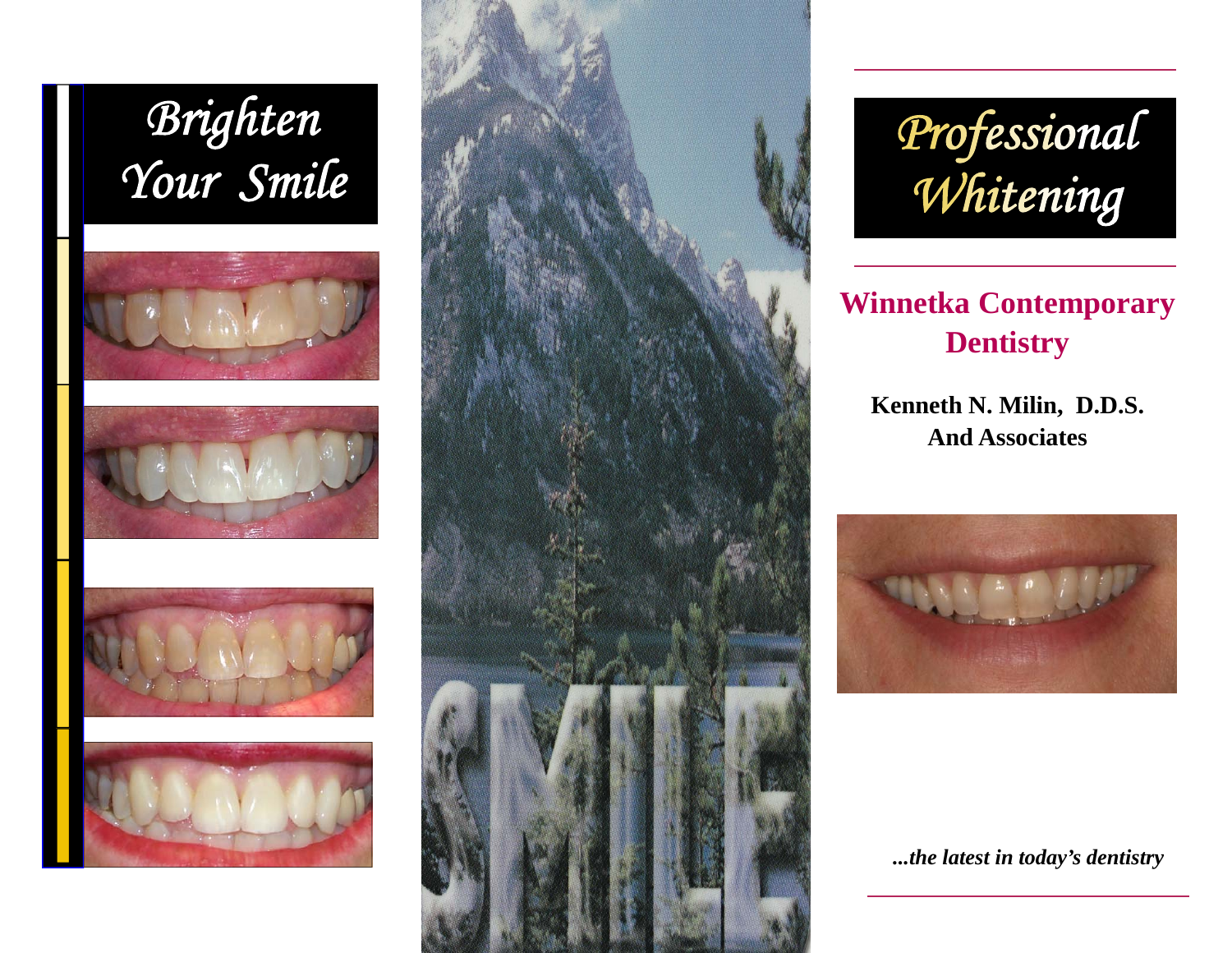# Brighten Your Smile

# Professional Whitening

## Winnetka Contemporary Dentistry

**Kenneth N. Milin, D.D.S.**
**And Associates**

***...the latest in today's dentistry***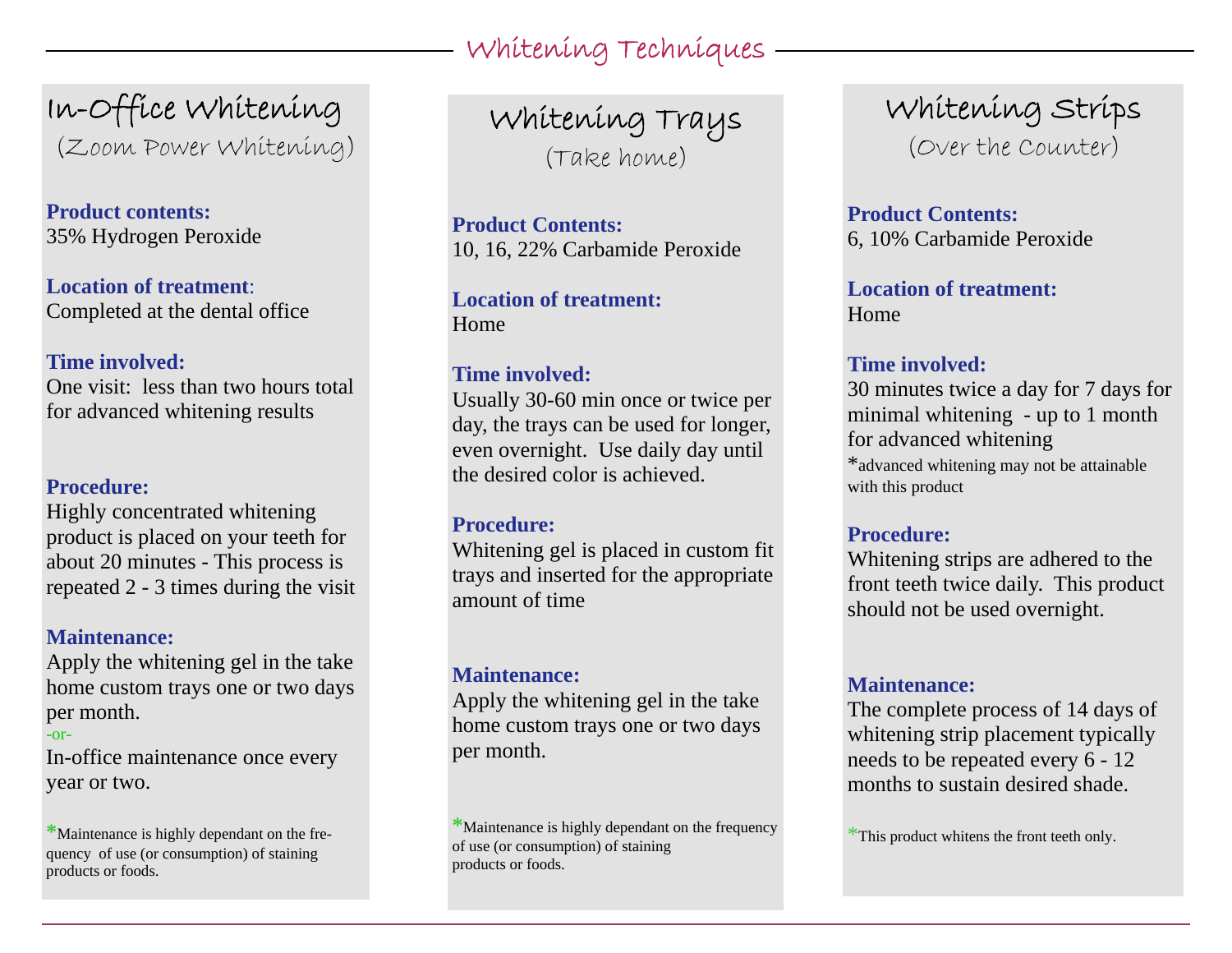# Whitening Techniques

## In-Office Whitening
(Zoom Power Whitening)

**Product contents:**
35% Hydrogen Peroxide

**Location of treatment**:
Completed at the dental office

**Time involved:**
One visit: less than two hours total for advanced whitening results

**Procedure:**
Highly concentrated whitening product is placed on your teeth for about 20 minutes - This process is repeated 2 - 3 times during the visit

**Maintenance:**
Apply the whitening gel in the take home custom trays one or two days per month.
-or-
In-office maintenance once every year or two.

*Maintenance is highly dependant on the frequency of use (or consumption) of staining products or foods.

## Whitening Trays
(Take home)

**Product Contents:**
10, 16, 22% Carbamide Peroxide

**Location of treatment:**
Home

**Time involved:**
Usually 30-60 min once or twice per day, the trays can be used for longer, even overnight. Use daily day until the desired color is achieved.

**Procedure:**
Whitening gel is placed in custom fit trays and inserted for the appropriate amount of time

**Maintenance:**
Apply the whitening gel in the take home custom trays one or two days per month.

*Maintenance is highly dependant on the frequency of use (or consumption) of staining products or foods.

## Whitening Strips
(Over the Counter)

**Product Contents:**
6, 10% Carbamide Peroxide

**Location of treatment:**
Home

**Time involved:**
30 minutes twice a day for 7 days for minimal whitening - up to 1 month for advanced whitening
*advanced whitening may not be attainable with this product

**Procedure:**
Whitening strips are adhered to the front teeth twice daily. This product should not be used overnight.

**Maintenance:**
The complete process of 14 days of whitening strip placement typically needs to be repeated every 6 - 12 months to sustain desired shade.

*This product whitens the front teeth only.